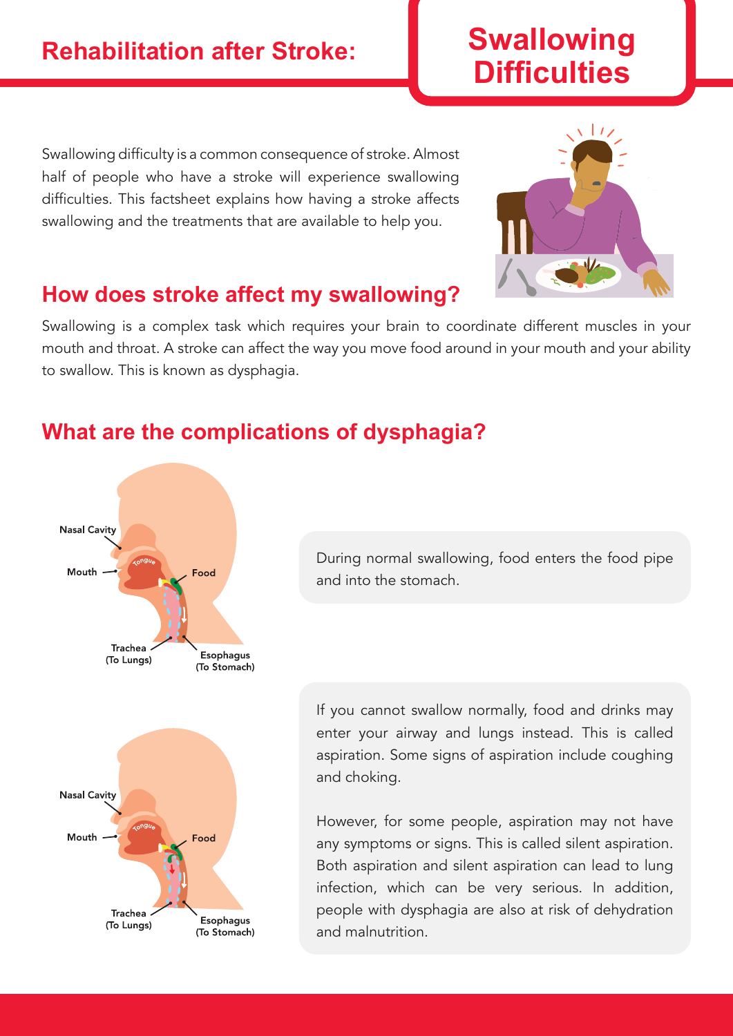# Rehabilitation after Stroke: Swallowing Difficulties

Swallowing difficulty is a common consequence of stroke. Almost half of people who have a stroke will experience swallowing difficulties. This factsheet explains how having a stroke affects swallowing and the treatments that are available to help you.

## How does stroke affect my swallowing?

Swallowing is a complex task which requires your brain to coordinate different muscles in your mouth and throat. A stroke can affect the way you move food around in your mouth and your ability to swallow. This is known as dysphagia.

## What are the complications of dysphagia?

Nasal Cavity
Mouth
Tongue
Food
Trachea (To Lungs)
Esophagus (To Stomach)

During normal swallowing, food enters the food pipe and into the stomach.

Nasal Cavity
Mouth
Tongue
Food
Trachea (To Lungs)
Esophagus (To Stomach)

If you cannot swallow normally, food and drinks may enter your airway and lungs instead. This is called aspiration. Some signs of aspiration include coughing and choking.

However, for some people, aspiration may not have any symptoms or signs. This is called silent aspiration. Both aspiration and silent aspiration can lead to lung infection, which can be very serious. In addition, people with dysphagia are also at risk of dehydration and malnutrition.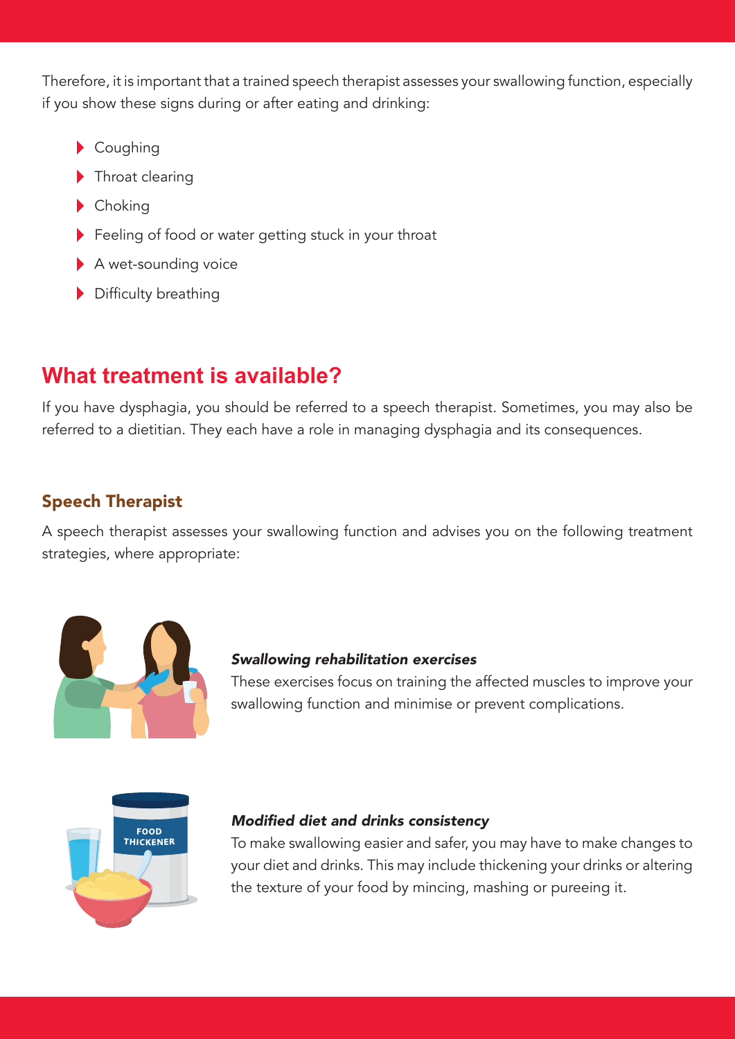Therefore, it is important that a trained speech therapist assesses your swallowing function, especially if you show these signs during or after eating and drinking:

- Coughing
- Throat clearing
- Choking
- Feeling of food or water getting stuck in your throat
- A wet-sounding voice
- Difficulty breathing

## What treatment is available?

If you have dysphagia, you should be referred to a speech therapist. Sometimes, you may also be referred to a dietitian. They each have a role in managing dysphagia and its consequences.

### Speech Therapist

A speech therapist assesses your swallowing function and advises you on the following treatment strategies, where appropriate:

***Swallowing rehabilitation exercises***

These exercises focus on training the affected muscles to improve your swallowing function and minimise or prevent complications.

***Modified diet and drinks consistency***

To make swallowing easier and safer, you may have to make changes to your diet and drinks. This may include thickening your drinks or altering the texture of your food by mincing, mashing or pureeing it.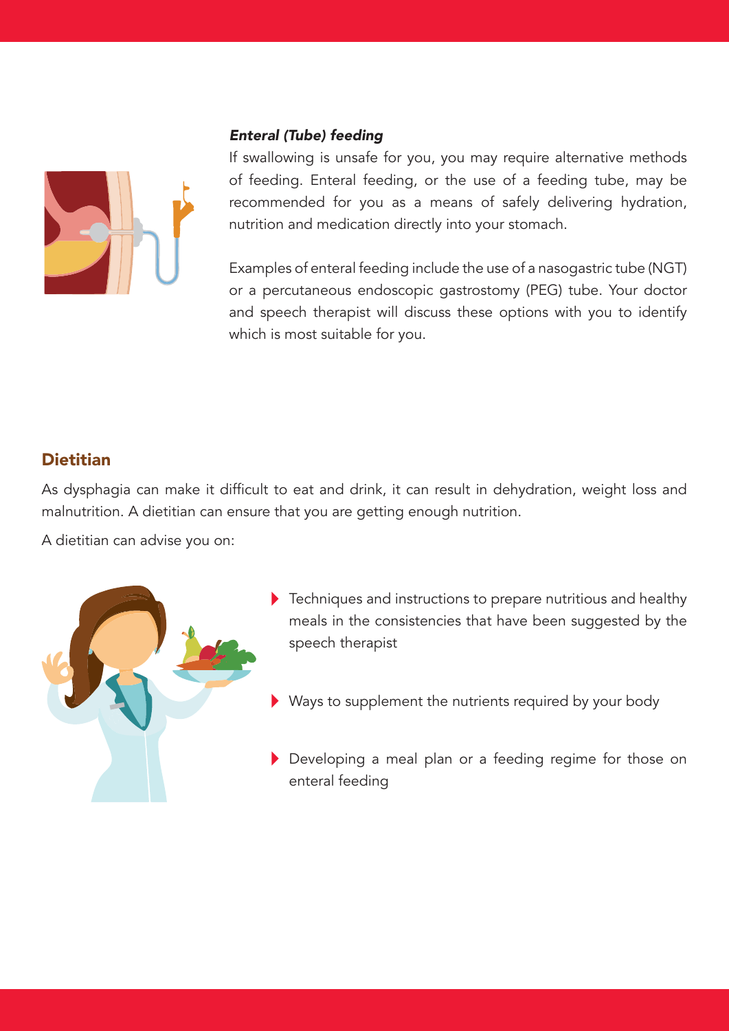### *Enteral (Tube) feeding*

If swallowing is unsafe for you, you may require alternative methods of feeding. Enteral feeding, or the use of a feeding tube, may be recommended for you as a means of safely delivering hydration, nutrition and medication directly into your stomach.

Examples of enteral feeding include the use of a nasogastric tube (NGT) or a percutaneous endoscopic gastrostomy (PEG) tube. Your doctor and speech therapist will discuss these options with you to identify which is most suitable for you.

## Dietitian

As dysphagia can make it difficult to eat and drink, it can result in dehydration, weight loss and malnutrition. A dietitian can ensure that you are getting enough nutrition.

A dietitian can advise you on:

- Techniques and instructions to prepare nutritious and healthy meals in the consistencies that have been suggested by the speech therapist
- Ways to supplement the nutrients required by your body
- Developing a meal plan or a feeding regime for those on enteral feeding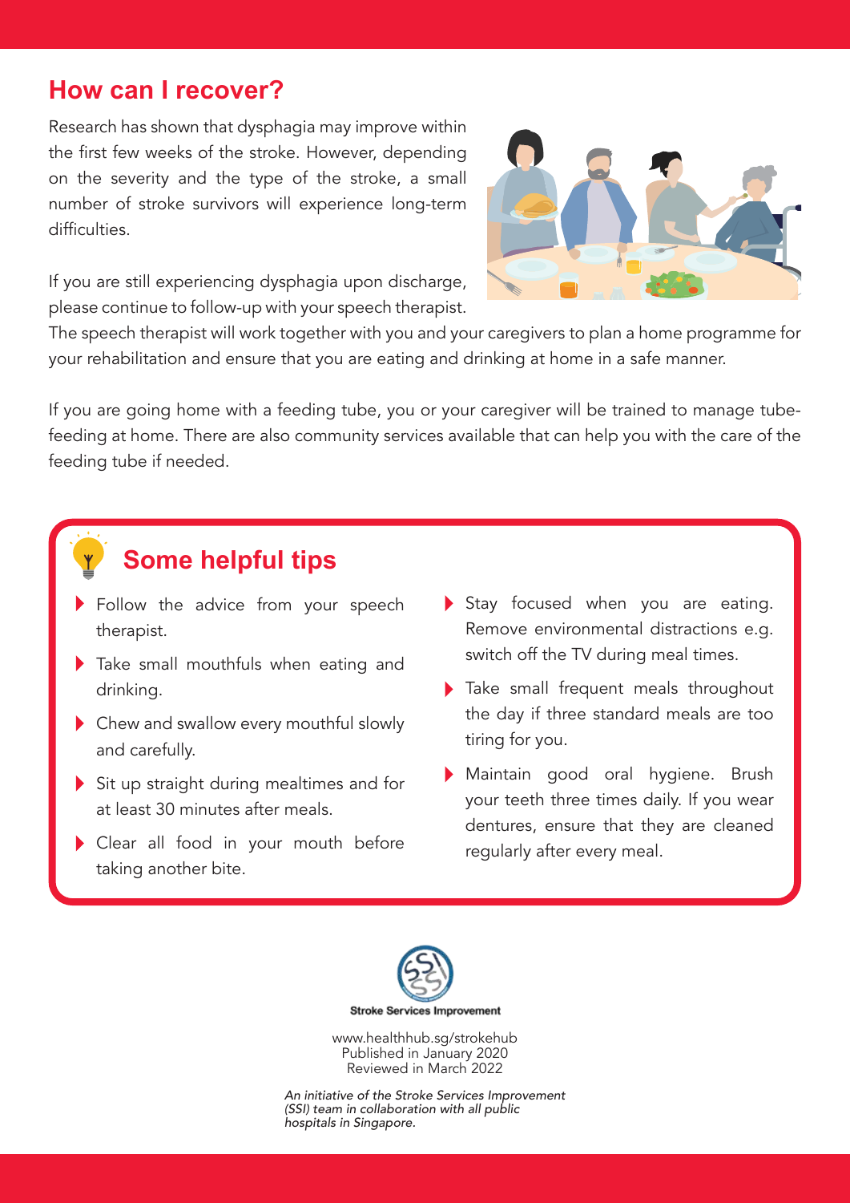## How can I recover?

Research has shown that dysphagia may improve within the first few weeks of the stroke. However, depending on the severity and the type of the stroke, a small number of stroke survivors will experience long-term difficulties.

If you are still experiencing dysphagia upon discharge, please continue to follow-up with your speech therapist. The speech therapist will work together with you and your caregivers to plan a home programme for your rehabilitation and ensure that you are eating and drinking at home in a safe manner.

If you are going home with a feeding tube, you or your caregiver will be trained to manage tube-feeding at home. There are also community services available that can help you with the care of the feeding tube if needed.

## Some helpful tips

- Follow the advice from your speech therapist.
- Take small mouthfuls when eating and drinking.
- Chew and swallow every mouthful slowly and carefully.
- Sit up straight during mealtimes and for at least 30 minutes after meals.
- Clear all food in your mouth before taking another bite.
- Stay focused when you are eating. Remove environmental distractions e.g. switch off the TV during meal times.
- Take small frequent meals throughout the day if three standard meals are too tiring for you.
- Maintain good oral hygiene. Brush your teeth three times daily. If you wear dentures, ensure that they are cleaned regularly after every meal.

Stroke Services Improvement

www.healthhub.sg/strokehub
Published in January 2020
Reviewed in March 2022

*An initiative of the Stroke Services Improvement (SSI) team in collaboration with all public hospitals in Singapore.*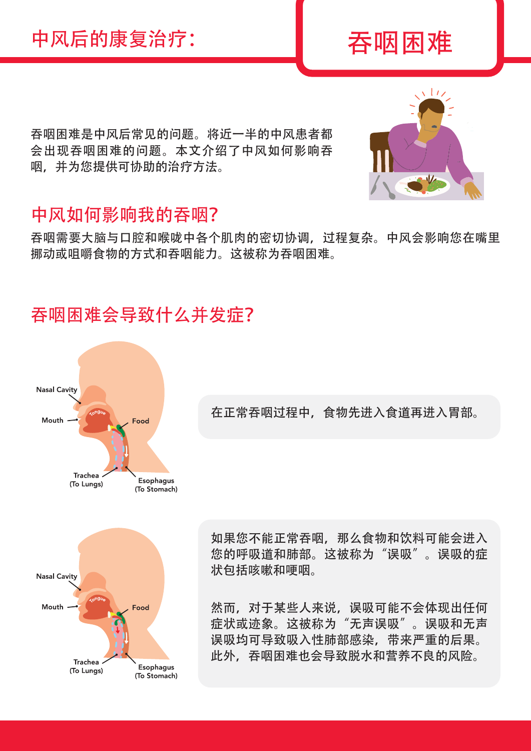# 中风后的康复治疗：吞咽困难

吞咽困难是中风后常见的问题。将近一半的中风患者都会出现吞咽困难的问题。本文介绍了中风如何影响吞咽，并为您提供可协助的治疗方法。

## 中风如何影响我的吞咽？

吞咽需要大脑与口腔和喉咙中各个肌肉的密切协调，过程复杂。中风会影响您在嘴里挪动或咀嚼食物的方式和吞咽能力。这被称为吞咽困难。

## 吞咽困难会导致什么并发症？

在正常吞咽过程中，食物先进入食道再进入胃部。

如果您不能正常吞咽，那么食物和饮料可能会进入您的呼吸道和肺部。这被称为“误吸”。误吸的症状包括咳嗽和哽咽。

然而，对于某些人来说，误吸可能不会体现出任何症状或迹象。这被称为“无声误吸”。误吸和无声误吸均可导致吸入性肺部感染，带来严重的后果。此外，吞咽困难也会导致脱水和营养不良的风险。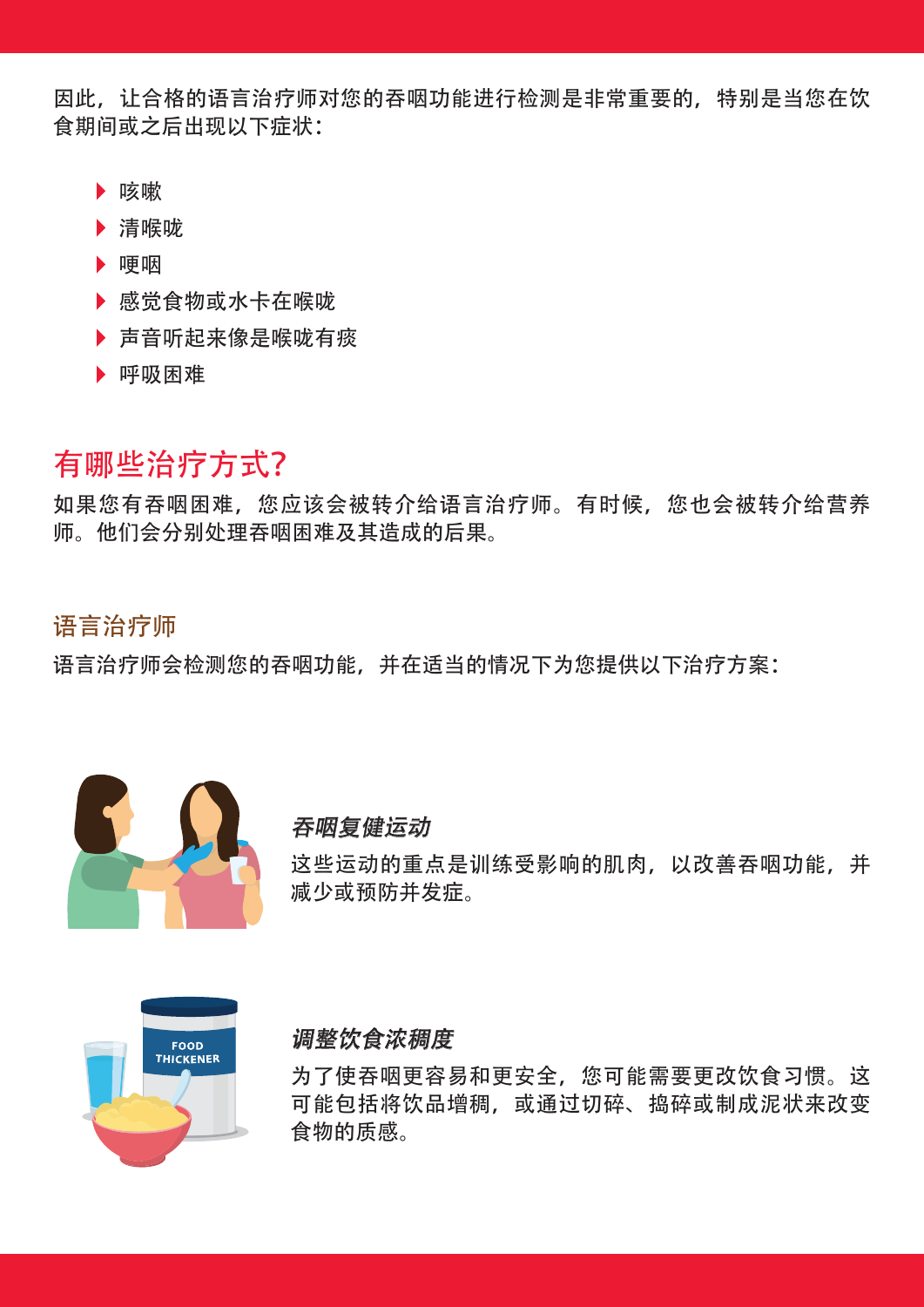因此，让合格的语言治疗师对您的吞咽功能进行检测是非常重要的，特别是当您在饮食期间或之后出现以下症状：

- 咳嗽
- 清喉咙
- 哽咽
- 感觉食物或水卡在喉咙
- 声音听起来像是喉咙有痰
- 呼吸困难

## 有哪些治疗方式？

如果您有吞咽困难，您应该会被转介给语言治疗师。有时候，您也会被转介给营养师。他们会分别处理吞咽困难及其造成的后果。

### 语言治疗师

语言治疗师会检测您的吞咽功能，并在适当的情况下为您提供以下治疗方案：

***吞咽复健运动***

这些运动的重点是训练受影响的肌肉，以改善吞咽功能，并减少或预防并发症。

***调整饮食浓稠度***

为了使吞咽更容易和更安全，您可能需要更改饮食习惯。这可能包括将饮品增稠，或通过切碎、捣碎或制成泥状来改变食物的质感。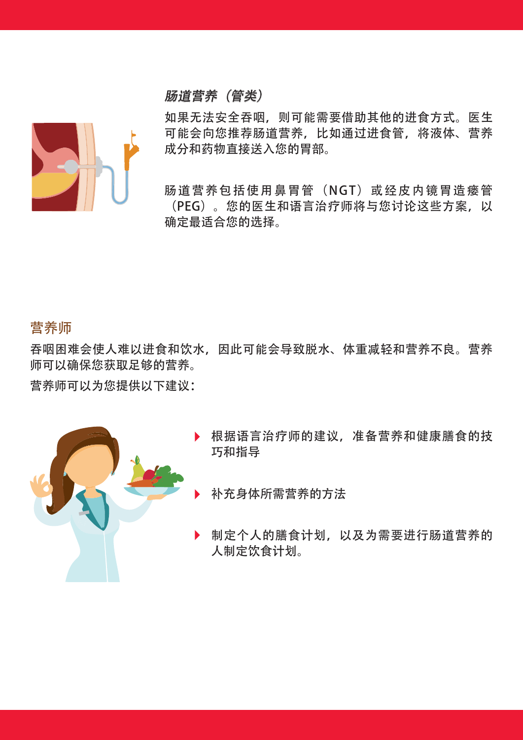### *肠道营养（管类）*

如果无法安全吞咽，则可能需要借助其他的进食方式。医生可能会向您推荐肠道营养，比如通过进食管，将液体、营养成分和药物直接送入您的胃部。

肠道营养包括使用鼻胃管（NGT）或经皮内镜胃造瘘管（PEG）。您的医生和语言治疗师将与您讨论这些方案，以确定最适合您的选择。

## 营养师

吞咽困难会使人难以进食和饮水，因此可能会导致脱水、体重减轻和营养不良。营养师可以确保您获取足够的营养。

营养师可以为您提供以下建议：

- 根据语言治疗师的建议，准备营养和健康膳食的技巧和指导
- 补充身体所需营养的方法
- 制定个人的膳食计划，以及为需要进行肠道营养的人制定饮食计划。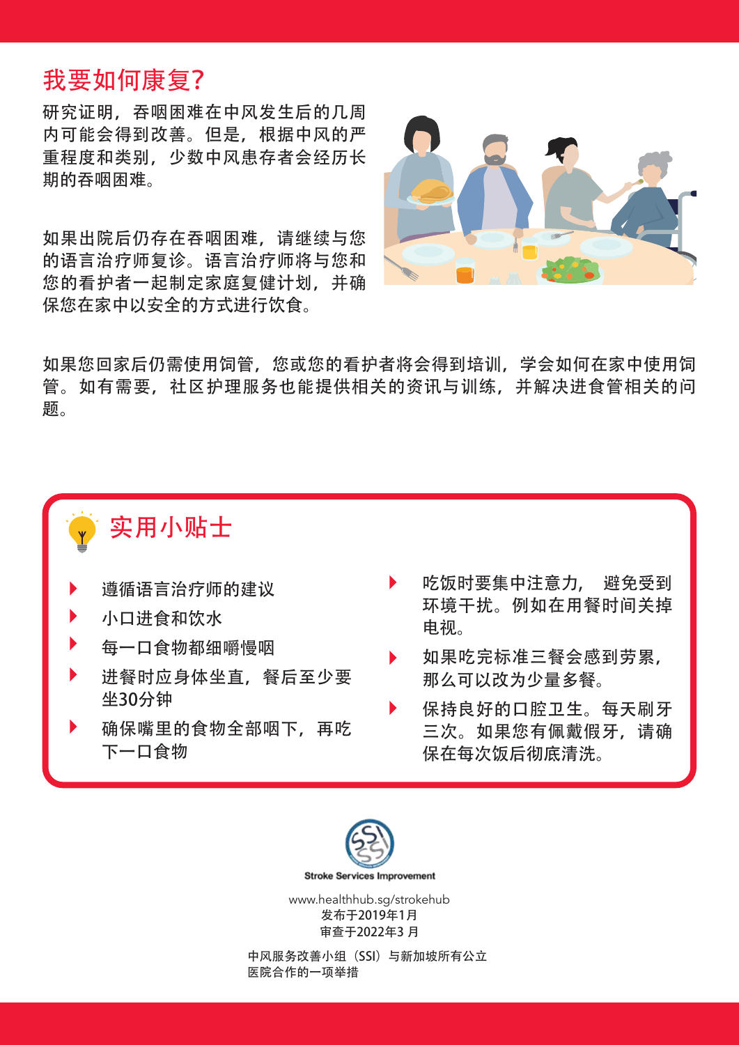## 我要如何康复？

研究证明，吞咽困难在中风发生后的几周内可能会得到改善。但是，根据中风的严重程度和类别，少数中风患存者会经历长期的吞咽困难。

如果出院后仍存在吞咽困难，请继续与您的语言治疗师复诊。语言治疗师将与您和您的看护者一起制定家庭复健计划，并确保您在家中以安全的方式进行饮食。

如果您回家后仍需使用饲管，您或您的看护者将会得到培训，学会如何在家中使用饲管。如有需要，社区护理服务也能提供相关的资讯与训练，并解决进食管相关的问题。

### 实用小贴士

- 遵循语言治疗师的建议
- 小口进食和饮水
- 每一口食物都细嚼慢咽
- 进餐时应身体坐直，餐后至少要坐30分钟
- 确保嘴里的食物全部咽下，再吃下一口食物
- 吃饭时要集中注意力， 避免受到环境干扰。例如在用餐时间关掉电视。
- 如果吃完标准三餐会感到劳累，那么可以改为少量多餐。
- 保持良好的口腔卫生。每天刷牙三次。如果您有佩戴假牙，请确保在每次饭后彻底清洗。

Stroke Services Improvement

www.healthhub.sg/strokehub
发布于2019年1月
审查于2022年3 月

中风服务改善小组（SSI）与新加坡所有公立医院合作的一项举措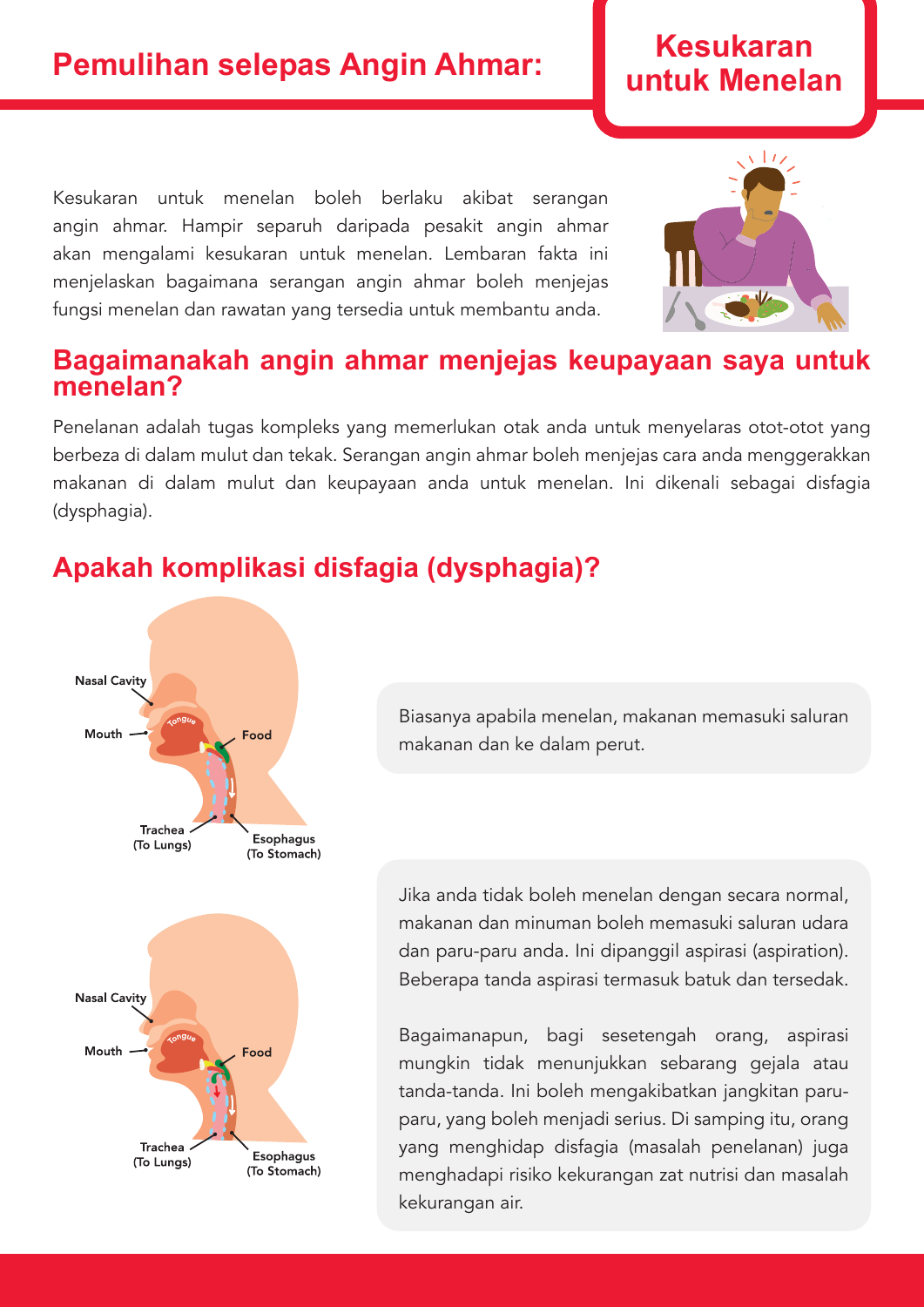# Pemulihan selepas Angin Ahmar: Kesukaran untuk Menelan

Kesukaran untuk menelan boleh berlaku akibat serangan angin ahmar. Hampir separuh daripada pesakit angin ahmar akan mengalami kesukaran untuk menelan. Lembaran fakta ini menjelaskan bagaimana serangan angin ahmar boleh menjejas fungsi menelan dan rawatan yang tersedia untuk membantu anda.

## Bagaimanakah angin ahmar menjejas keupayaan saya untuk menelan?

Penelanan adalah tugas kompleks yang memerlukan otak anda untuk menyelaras otot-otot yang berbeza di dalam mulut dan tekak. Serangan angin ahmar boleh menjejas cara anda menggerakkan makanan di dalam mulut dan keupayaan anda untuk menelan. Ini dikenali sebagai disfagia (dysphagia).

## Apakah komplikasi disfagia (dysphagia)?

Nasal Cavity
Mouth
Tongue
Food
Trachea (To Lungs)
Esophagus (To Stomach)

Biasanya apabila menelan, makanan memasuki saluran makanan dan ke dalam perut.

Nasal Cavity
Mouth
Tongue
Food
Trachea (To Lungs)
Esophagus (To Stomach)

Jika anda tidak boleh menelan dengan secara normal, makanan dan minuman boleh memasuki saluran udara dan paru-paru anda. Ini dipanggil aspirasi (aspiration). Beberapa tanda aspirasi termasuk batuk dan tersedak.

Bagaimanapun, bagi sesetengah orang, aspirasi mungkin tidak menunjukkan sebarang gejala atau tanda-tanda. Ini boleh mengakibatkan jangkitan paru-paru, yang boleh menjadi serius. Di samping itu, orang yang menghidap disfagia (masalah penelanan) juga menghadapi risiko kekurangan zat nutrisi dan masalah kekurangan air.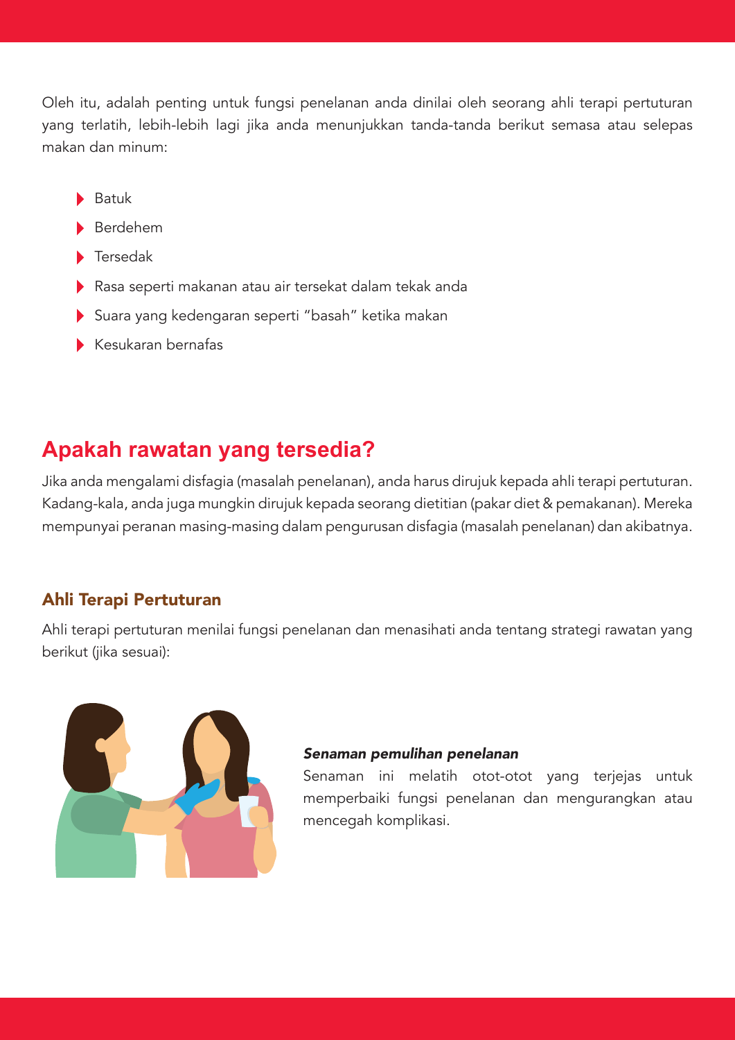Oleh itu, adalah penting untuk fungsi penelanan anda dinilai oleh seorang ahli terapi pertuturan yang terlatih, lebih-lebih lagi jika anda menunjukkan tanda-tanda berikut semasa atau selepas makan dan minum:

- Batuk
- Berdehem
- Tersedak
- Rasa seperti makanan atau air tersekat dalam tekak anda
- Suara yang kedengaran seperti "basah" ketika makan
- Kesukaran bernafas

## Apakah rawatan yang tersedia?

Jika anda mengalami disfagia (masalah penelanan), anda harus dirujuk kepada ahli terapi pertuturan. Kadang-kala, anda juga mungkin dirujuk kepada seorang dietitian (pakar diet & pemakanan). Mereka mempunyai peranan masing-masing dalam pengurusan disfagia (masalah penelanan) dan akibatnya.

### Ahli Terapi Pertuturan

Ahli terapi pertuturan menilai fungsi penelanan dan menasihati anda tentang strategi rawatan yang berikut (jika sesuai):

***Senaman pemulihan penelanan***

Senaman ini melatih otot-otot yang terjejas untuk memperbaiki fungsi penelanan dan mengurangkan atau mencegah komplikasi.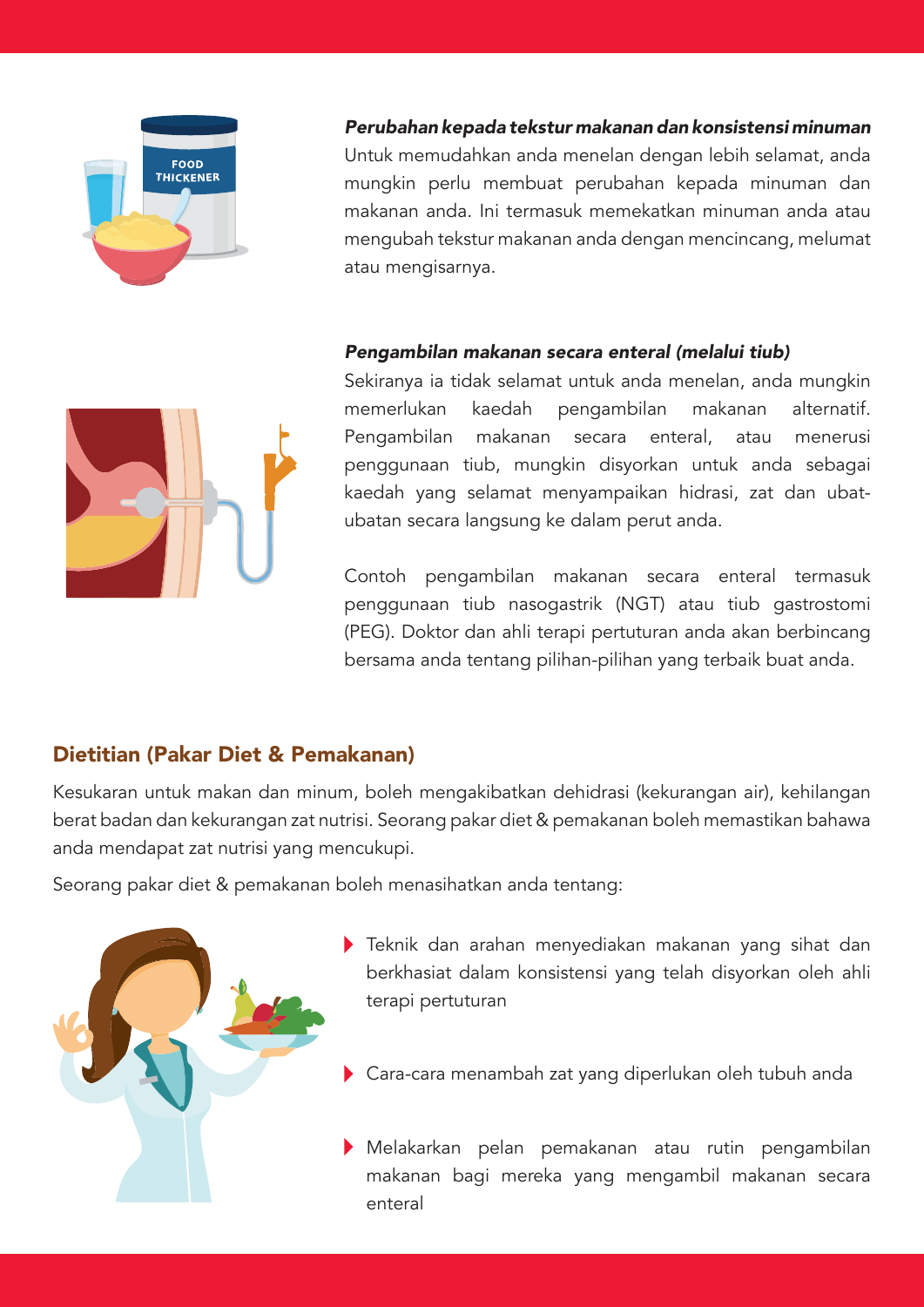***Perubahan kepada tekstur makanan dan konsistensi minuman***

Untuk memudahkan anda menelan dengan lebih selamat, anda mungkin perlu membuat perubahan kepada minuman dan makanan anda. Ini termasuk memekatkan minuman anda atau mengubah tekstur makanan anda dengan mencincang, melumat atau mengisarnya.

***Pengambilan makanan secara enteral (melalui tiub)***

Sekiranya ia tidak selamat untuk anda menelan, anda mungkin memerlukan kaedah pengambilan makanan alternatif. Pengambilan makanan secara enteral, atau menerusi penggunaan tiub, mungkin disyorkan untuk anda sebagai kaedah yang selamat menyampaikan hidrasi, zat dan ubat-ubatan secara langsung ke dalam perut anda.

Contoh pengambilan makanan secara enteral termasuk penggunaan tiub nasogastrik (NGT) atau tiub gastrostomi (PEG). Doktor dan ahli terapi pertuturan anda akan berbincang bersama anda tentang pilihan-pilihan yang terbaik buat anda.

## Dietitian (Pakar Diet & Pemakanan)

Kesukaran untuk makan dan minum, boleh mengakibatkan dehidrasi (kekurangan air), kehilangan berat badan dan kekurangan zat nutrisi. Seorang pakar diet & pemakanan boleh memastikan bahawa anda mendapat zat nutrisi yang mencukupi.

Seorang pakar diet & pemakanan boleh menasihatkan anda tentang:

- Teknik dan arahan menyediakan makanan yang sihat dan berkhasiat dalam konsistensi yang telah disyorkan oleh ahli terapi pertuturan
- Cara-cara menambah zat yang diperlukan oleh tubuh anda
- Melakarkan pelan pemakanan atau rutin pengambilan makanan bagi mereka yang mengambil makanan secara enteral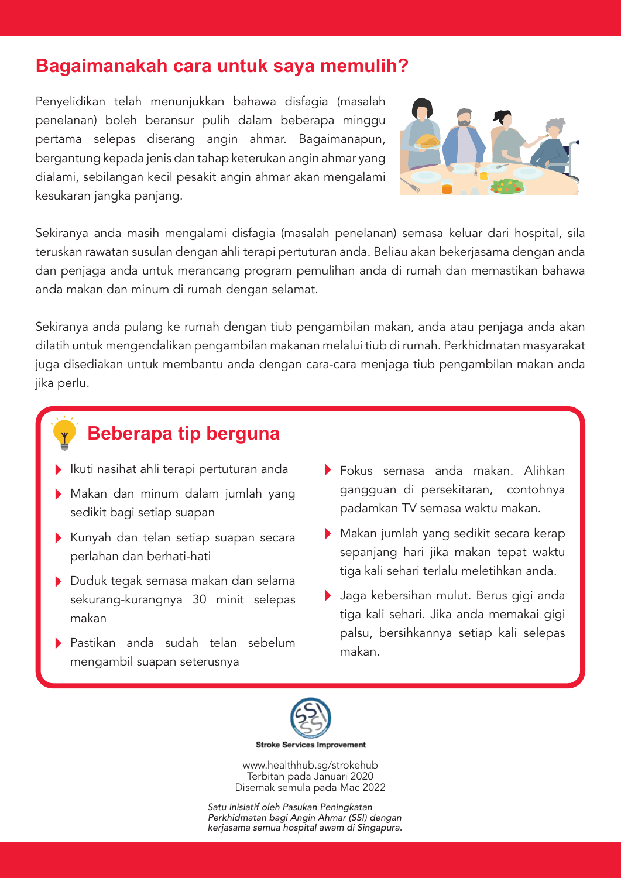## Bagaimanakah cara untuk saya memulih?

Penyelidikan telah menunjukkan bahawa disfagia (masalah penelanan) boleh beransur pulih dalam beberapa minggu pertama selepas diserang angin ahmar. Bagaimanapun, bergantung kepada jenis dan tahap keterukan angin ahmar yang dialami, sebilangan kecil pesakit angin ahmar akan mengalami kesukaran jangka panjang.

Sekiranya anda masih mengalami disfagia (masalah penelanan) semasa keluar dari hospital, sila teruskan rawatan susulan dengan ahli terapi pertuturan anda. Beliau akan bekerjasama dengan anda dan penjaga anda untuk merancang program pemulihan anda di rumah dan memastikan bahawa anda makan dan minum di rumah dengan selamat.

Sekiranya anda pulang ke rumah dengan tiub pengambilan makan, anda atau penjaga anda akan dilatih untuk mengendalikan pengambilan makanan melalui tiub di rumah. Perkhidmatan masyarakat juga disediakan untuk membantu anda dengan cara-cara menjaga tiub pengambilan makan anda jika perlu.

### Beberapa tip berguna

- Ikuti nasihat ahli terapi pertuturan anda
- Makan dan minum dalam jumlah yang sedikit bagi setiap suapan
- Kunyah dan telan setiap suapan secara perlahan dan berhati-hati
- Duduk tegak semasa makan dan selama sekurang-kurangnya 30 minit selepas makan
- Pastikan anda sudah telan sebelum mengambil suapan seterusnya
- Fokus semasa anda makan. Alihkan gangguan di persekitaran, contohnya padamkan TV semasa waktu makan.
- Makan jumlah yang sedikit secara kerap sepanjang hari jika makan tepat waktu tiga kali sehari terlalu meletihkan anda.
- Jaga kebersihan mulut. Berus gigi anda tiga kali sehari. Jika anda memakai gigi palsu, bersihkannya setiap kali selepas makan.

**Stroke Services Improvement**

www.healthhub.sg/strokehub
Terbitan pada Januari 2020
Disemak semula pada Mac 2022

*Satu inisiatif oleh Pasukan Peningkatan Perkhidmatan bagi Angin Ahmar (SSI) dengan kerjasama semua hospital awam di Singapura.*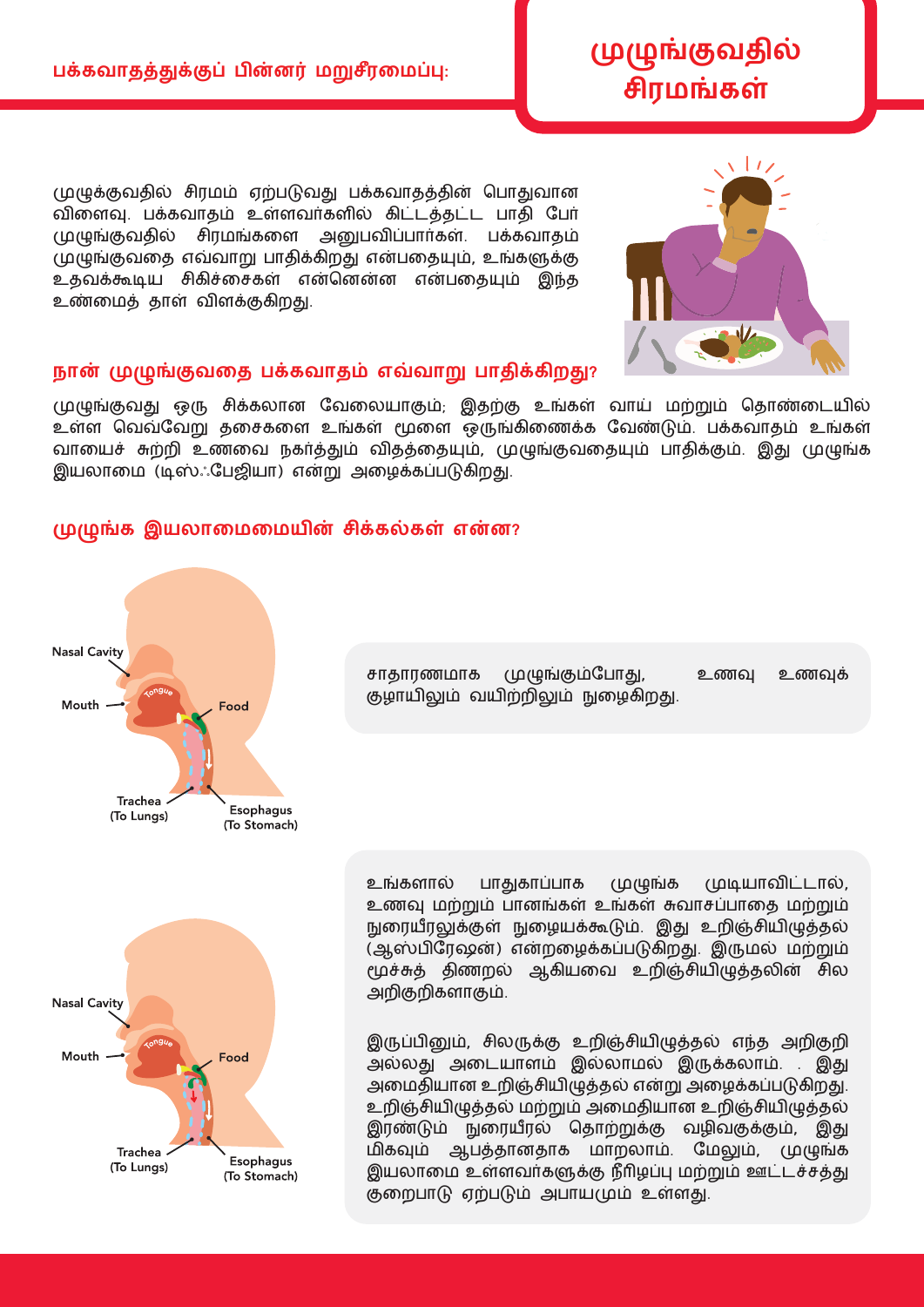பக்கவாதத்துக்குப் பின்னர் மறுசீரமைப்பு:

# முழுங்குவதில் சிரமங்கள்

முழுக்குவதில் சிரமம் ஏற்படுவது பக்கவாதத்தின் பொதுவான விளைவு. பக்கவாதம் உள்ளவர்களில் கிட்டத்தட்ட பாதி பேர் முழுங்குவதில் சிரமங்களை அனுபவிப்பார்கள். பக்கவாதம் முழுங்குவதை எவ்வாறு பாதிக்கிறது என்பதையும், உங்களுக்கு உதவக்கூடிய சிகிச்சைகள் என்னென்ன என்பதையும் இந்த உண்மைத் தாள் விளக்குகிறது.

## நான் முழுங்குவதை பக்கவாதம் எவ்வாறு பாதிக்கிறது?

முழுங்குவது ஒரு சிக்கலான வேலையாகும்; இதற்கு உங்கள் வாய் மற்றும் தொண்டையில் உள்ள வெவ்வேறு தசைகளை உங்கள் மூளை ஒருங்கிணைக்க வேண்டும். பக்கவாதம் உங்கள் வாயைச் சுற்றி உணவை நகர்த்தும் விதத்தையும், முழுங்குவதையும் பாதிக்கும். இது முழுங்க இயலாமை (டிஸ்ஃபேஜியா) என்று அழைக்கப்படுகிறது.

## முழுங்க இயலாமைமையின் சிக்கல்கள் என்ன?

Nasal Cavity
Mouth
Tongue
Food
Trachea (To Lungs)
Esophagus (To Stomach)

சாதாரணமாக முழுங்கும்போது, உணவு உணவுக் குழாயிலும் வயிற்றிலும் நுழைகிறது.

Nasal Cavity
Mouth
Tongue
Food
Trachea (To Lungs)
Esophagus (To Stomach)

உங்களால் பாதுகாப்பாக முழுங்க முடியாவிட்டால், உணவு மற்றும் பானங்கள் உங்கள் சுவாசப்பாதை மற்றும் நுரையீரலுக்குள் நுழையக்கூடும். இது உறிஞ்சியிழுத்தல் (ஆஸ்பிரேஷன்) என்றழைக்கப்படுகிறது. இருமல் மற்றும் மூச்சுத் திணறல் ஆகியவை உறிஞ்சியிழுத்தலின் சில அறிகுறிகளாகும்.

இருப்பினும், சிலருக்கு உறிஞ்சியிழுத்தல் எந்த அறிகுறி அல்லது அடையாளம் இல்லாமல் இருக்கலாம். . இது அமைதியான உறிஞ்சியிழுத்தல் என்று அழைக்கப்படுகிறது. உறிஞ்சியிழுத்தல் மற்றும் அமைதியான உறிஞ்சியிழுத்தல் இரண்டும் நுரையீரல் தொற்றுக்கு வழிவகுக்கும், இது மிகவும் ஆபத்தானதாக மாறலாம். மேலும், முழுங்க இயலாமை உள்ளவர்களுக்கு நீரிழப்பு மற்றும் ஊட்டச்சத்து குறைபாடு ஏற்படும் அபாயமும் உள்ளது.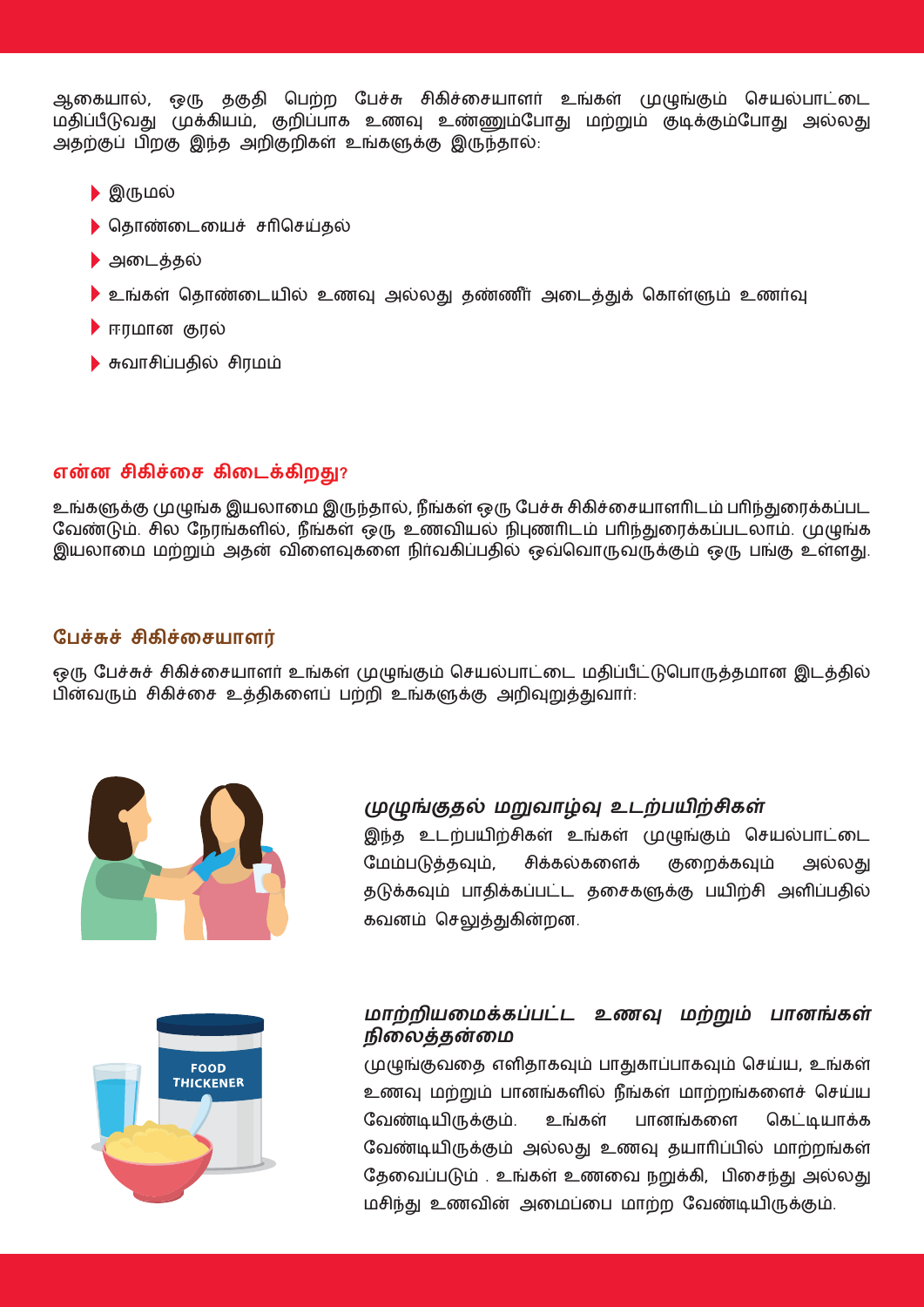ஆகையால், ஒரு தகுதி பெற்ற பேச்சு சிகிச்சையாளர் உங்கள் முழுங்கும் செயல்பாட்டை மதிப்பீடுவது முக்கியம், குறிப்பாக உணவு உண்ணும்போது மற்றும் குடிக்கும்போது அல்லது அதற்குப் பிறகு இந்த அறிகுறிகள் உங்களுக்கு இருந்தால்:

- இருமல்
- தொண்டையைச் சரிசெய்தல்
- அடைத்தல்
- உங்கள் தொண்டையில் உணவு அல்லது தண்ணீர் அடைத்துக் கொள்ளும் உணர்வு
- ஈரமான குரல்
- சுவாசிப்பதில் சிரமம்

## என்ன சிகிச்சை கிடைக்கிறது?

உங்களுக்கு முழுங்க இயலாமை இருந்தால், நீங்கள் ஒரு பேச்சு சிகிச்சையாளரிடம் பரிந்துரைக்கப்பட வேண்டும். சில நேரங்களில், நீங்கள் ஒரு உணவியல் நிபுணரிடம் பரிந்துரைக்கப்படலாம். முழுங்க இயலாமை மற்றும் அதன் விளைவுகளை நிர்வகிப்பதில் ஒவ்வொருவருக்கும் ஒரு பங்கு உள்ளது.

### பேச்சுச் சிகிச்சையாளர்

ஒரு பேச்சுச் சிகிச்சையாளர் உங்கள் முழுங்கும் செயல்பாட்டை மதிப்பீட்டுபொருத்தமான இடத்தில் பின்வரும் சிகிச்சை உத்திகளைப் பற்றி உங்களுக்கு அறிவுறுத்துவார்:

#### *முழுங்குதல் மறுவாழ்வு உடற்பயிற்சிகள்*

இந்த உடற்பயிற்சிகள் உங்கள் முழுங்கும் செயல்பாட்டை மேம்படுத்தவும், சிக்கல்களைக் குறைக்கவும் அல்லது தடுக்கவும் பாதிக்கப்பட்ட தசைகளுக்கு பயிற்சி அளிப்பதில் கவனம் செலுத்துகின்றன.

#### *மாற்றியமைக்கப்பட்ட உணவு மற்றும் பானங்கள் நிலைத்தன்மை*

முழுங்குவதை எளிதாகவும் பாதுகாப்பாகவும் செய்ய, உங்கள் உணவு மற்றும் பானங்களில் நீங்கள் மாற்றங்களைச் செய்ய வேண்டியிருக்கும். உங்கள் பானங்களை கெட்டியாக்க வேண்டியிருக்கும் அல்லது உணவு தயாரிப்பில் மாற்றங்கள் தேவைப்படும் . உங்கள் உணவை நறுக்கி, பிசைந்து அல்லது மசிந்து உணவின் அமைப்பை மாற்ற வேண்டியிருக்கும்.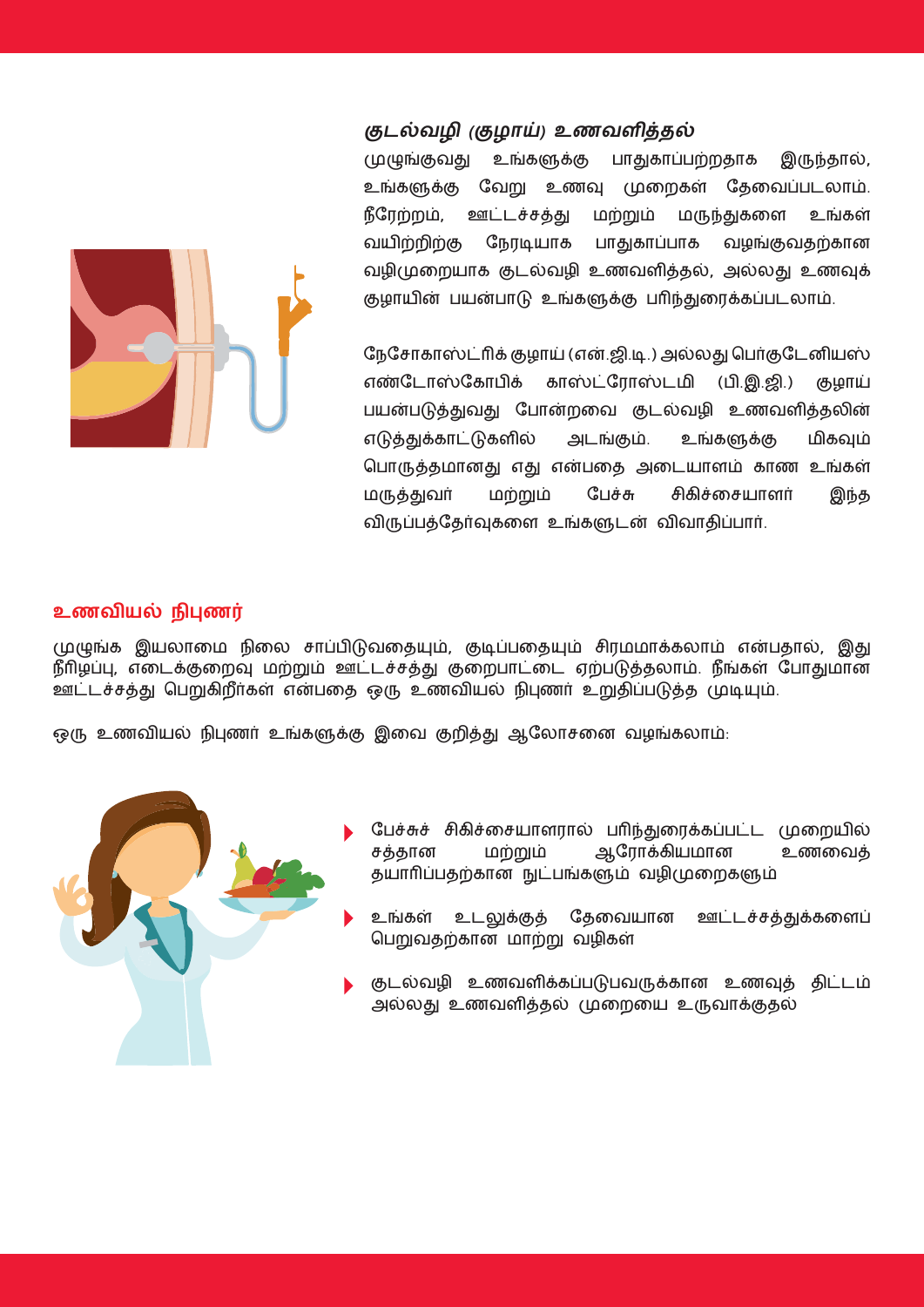### *குடல்வழி (குழாய்) உணவளித்தல்*

முழுங்குவது உங்களுக்கு பாதுகாப்பற்றதாக இருந்தால், உங்களுக்கு வேறு உணவு முறைகள் தேவைப்படலாம். நீரேற்றம், ஊட்டச்சத்து மற்றும் மருந்துகளை உங்கள் வயிற்றிற்கு நேரடியாக பாதுகாப்பாக வழங்குவதற்கான வழிமுறையாக குடல்வழி உணவளித்தல், அல்லது உணவுக் குழாயின் பயன்பாடு உங்களுக்கு பரிந்துரைக்கப்படலாம்.

நேசோகாஸ்ட்ரிக் குழாய் (என்.ஜி.டி.) அல்லது பெர்குடேனியஸ் எண்டோஸ்கோபிக் காஸ்ட்ரோஸ்டமி (பி.இ.ஜி.) குழாய் பயன்படுத்துவது போன்றவை குடல்வழி உணவளித்தலின் எடுத்துக்காட்டுகளில் அடங்கும். உங்களுக்கு மிகவும் பொருத்தமானது எது என்பதை அடையாளம் காண உங்கள் மருத்துவர் மற்றும் பேச்சு சிகிச்சையாளர் இந்த விருப்பத்தேர்வுகளை உங்களுடன் விவாதிப்பார்.

## உணவியல் நிபுணர்

முழுங்க இயலாமை நிலை சாப்பிடுவதையும், குடிப்பதையும் சிரமமாக்கலாம் என்பதால், இது நீரிழப்பு, எடைக்குறைவு மற்றும் ஊட்டச்சத்து குறைபாட்டை ஏற்படுத்தலாம். நீங்கள் போதுமான ஊட்டச்சத்து பெறுகிறீர்கள் என்பதை ஒரு உணவியல் நிபுணர் உறுதிப்படுத்த முடியும்.

ஒரு உணவியல் நிபுணர் உங்களுக்கு இவை குறித்து ஆலோசனை வழங்கலாம்:

- பேச்சுச் சிகிச்சையாளரால் பரிந்துரைக்கப்பட்ட முறையில் சத்தான மற்றும் ஆரோக்கியமான உணவைத் தயாரிப்பதற்கான நுட்பங்களும் வழிமுறைகளும்
- உங்கள் உடலுக்குத் தேவையான ஊட்டச்சத்துக்களைப் பெறுவதற்கான மாற்று வழிகள்
- குடல்வழி உணவளிக்கப்படுபவருக்கான உணவுத் திட்டம் அல்லது உணவளித்தல் முறையை உருவாக்குதல்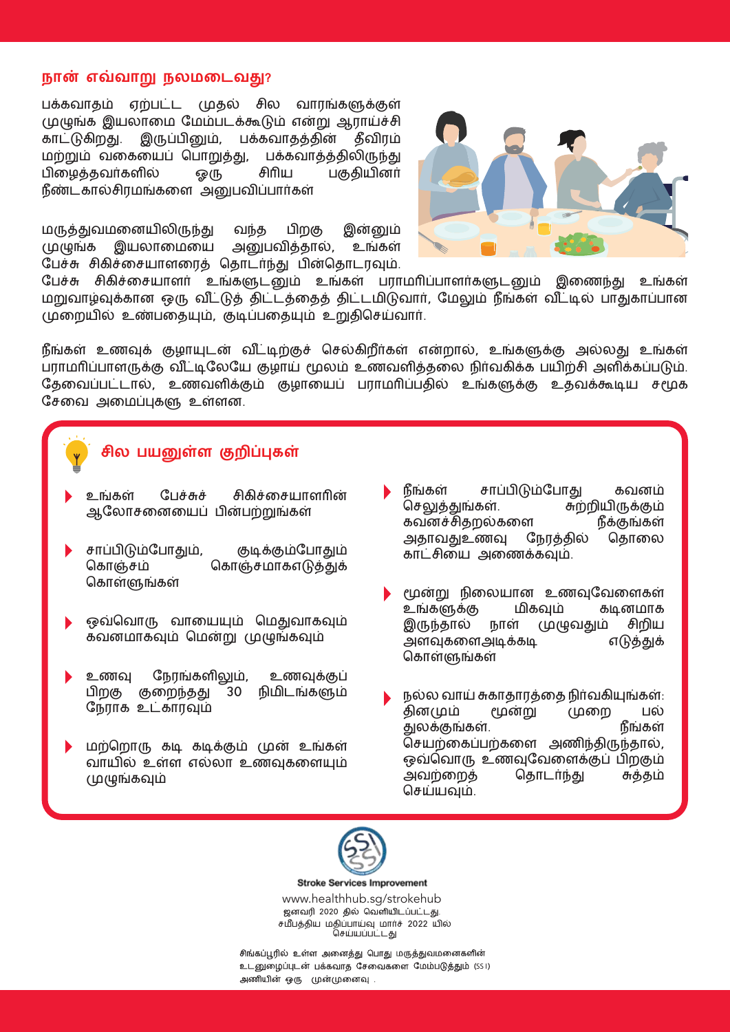## நான் எவ்வாறு நலமடைவது?

பக்கவாதம் ஏற்பட்ட முதல் சில வாரங்களுக்குள் முழுங்க இயலாமை மேம்படக்கூடும் என்று ஆராய்ச்சி காட்டுகிறது. இருப்பினும், பக்கவாதத்தின் தீவிரம் மற்றும் வகையைப் பொறுத்து, பக்கவாதத்திலிருந்து பிழைத்தவர்களில் ஒரு சிறிய பகுதியினர் நீண்டகாலசிரமங்களை அனுபவிப்பார்கள்

மருத்துவமனையிலிருந்து வந்த பிறகு இன்னும் முழுங்க இயலாமையை அனுபவித்தால், உங்கள் பேச்சு சிகிச்சையாளரைத் தொடர்ந்து பின்தொடரவும். பேச்சு சிகிச்சையாளர் உங்களுடனும் உங்கள் பராமரிப்பாளர்களுடனும் இணைந்து உங்கள் மறுவாழ்வுக்கான ஒரு வீட்டுத் திட்டத்தைத் திட்டமிடுவார், மேலும் நீங்கள் வீட்டில் பாதுகாப்பான முறையில் உண்பதையும், குடிப்பதையும் உறுதிசெய்வார்.

நீங்கள் உணவுக் குழாயுடன் வீட்டிற்குச் செல்கிறீர்கள் என்றால், உங்களுக்கு அல்லது உங்கள் பராமரிப்பாளருக்கு வீட்டிலேயே குழாய் மூலம் உணவளித்தலை நிர்வகிக்க பயிற்சி அளிக்கப்படும். தேவைப்பட்டால், உணவளிக்கும் குழாயைப் பராமரிப்பதில் உங்களுக்கு உதவக்கூடிய சமூக சேவை அமைப்புகளு உள்ளன.

### சில பயனுள்ள குறிப்புகள்

- உங்கள் பேச்சுச் சிகிச்சையாளரின் ஆலோசனையைப் பின்பற்றுங்கள்
- சாப்பிடும்போதும், குடிக்கும்போதும் கொஞ்சம் கொஞ்சமாகஎடுத்துக் கொள்ளுங்கள்
- ஒவ்வொரு வாயையும் மெதுவாகவும் கவனமாகவும் மென்று முழுங்கவும்
- உணவு நேரங்களிலும், உணவுக்குப் பிறகு குறைந்தது 30 நிமிடங்களும் நேராக உட்காரவும்
- மற்றொரு கடி கடிக்கும் முன் உங்கள் வாயில் உள்ள எல்லா உணவுகளையும் முழுங்கவும்
- நீங்கள் சாப்பிடும்போது கவனம் செலுத்துங்கள். சுற்றியிருக்கும் கவனச்சிதறல்களை நீக்குங்கள் அதாவதுஉணவு நேரத்தில் தொலை காட்சியை அணைக்கவும்.
- மூன்று நிலையான உணவுவேளைகள் உங்களுக்கு மிகவும் கடினமாக இருந்தால் நாள் முழுவதும் சிறிய அளவுகளைஅடிக்கடி எடுத்துக் கொள்ளுங்கள்
- நல்ல வாய் சுகாதாரத்தை நிர்வகியுங்கள்: தினமும் மூன்று முறை பல் துலக்குங்கள். நீங்கள் செயற்கைப்பற்களை அணிந்திருந்தால், ஒவ்வொரு உணவுவேளைக்குப் பிறகும் அவற்றைத் தொடர்ந்து சுத்தம் செய்யவும்.

Stroke Services Improvement

www.healthhub.sg/strokehub

ஜனவரி 2020 தில் வெளியிடப்பட்டது.

சமீபத்திய மதிப்பாய்வு மார்ச் 2022 யில் செய்யப்பட்டது

சிங்கப்பூரில் உள்ள அனைத்து பொது மருத்துவமனைகளின் உடனுழைப்புடன் பக்கவாத சேவைகளை மேம்படுத்தும் (SSI) அணியின் ஒரு முன்முனைவு .